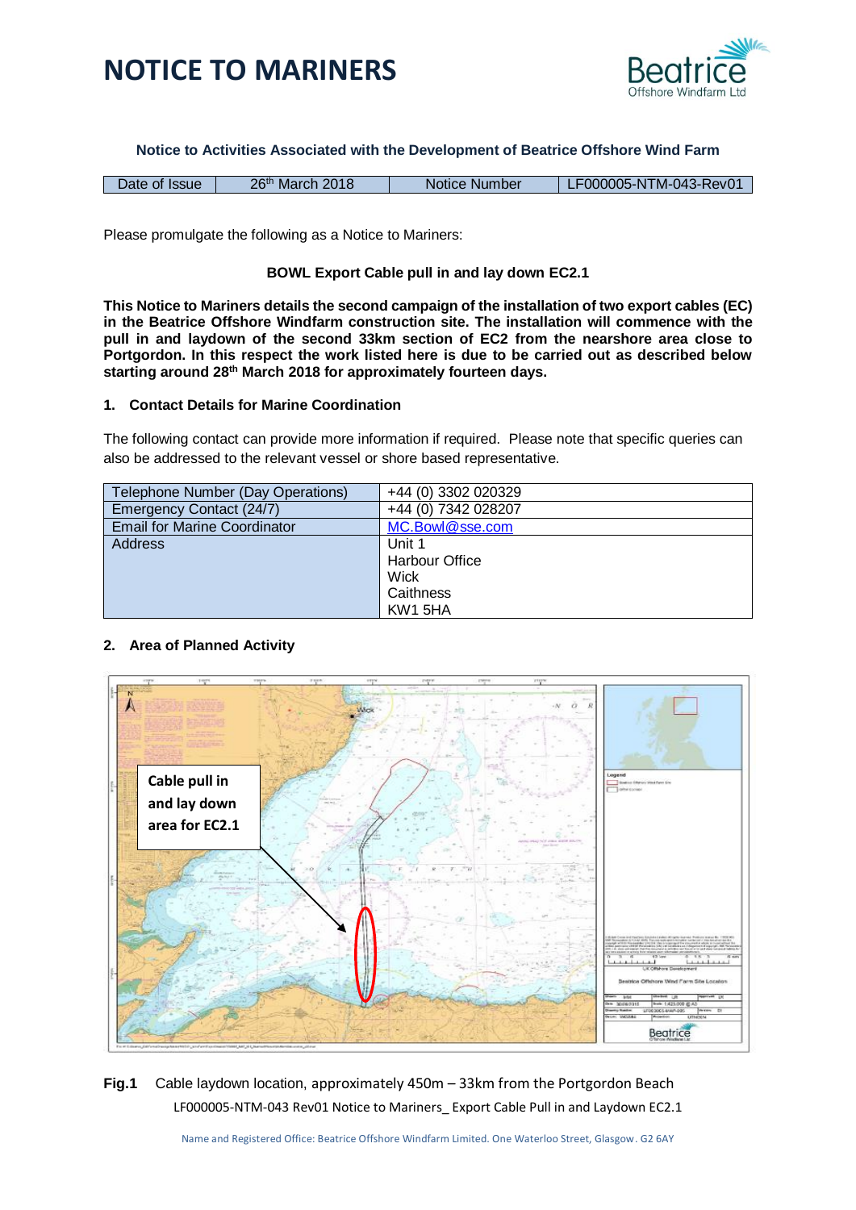# NOTICE TO MARINERS

**Notice to Activities Associated with the Development of Beatrice Offshore Wind Farm**

| Date of Issue | 26th March 2018 | Notice Number | LF000005-NTM-043-Rev01 |
|---|---|---|---|

Please promulgate the following as a Notice to Mariners:

**BOWL Export Cable pull in and lay down EC2.1**

**This Notice to Mariners details the second campaign of the installation of two export cables (EC) in the Beatrice Offshore Windfarm construction site. The installation will commence with the pull in and laydown of the second 33km section of EC2 from the nearshore area close to Portgordon. In this respect the work listed here is due to be carried out as described below starting around 28th March 2018 for approximately fourteen days.**

## 1. Contact Details for Marine Coordination

The following contact can provide more information if required. Please note that specific queries can also be addressed to the relevant vessel or shore based representative.

| Telephone Number (Day Operations) | +44 (0) 3302 020329 |
|---|---|
| Emergency Contact (24/7) | +44 (0) 7342 028207 |
| Email for Marine Coordinator | MC.Bowl@sse.com |
| Address | Unit 1<br>Harbour Office<br>Wick<br>Caithness<br>KW1 5HA |

## 2. Area of Planned Activity

Cable pull in and lay down area for EC2.1

**Fig.1** Cable laydown location, approximately 450m – 33km from the Portgordon Beach

LF000005-NTM-043 Rev01 Notice to Mariners_ Export Cable Pull in and Laydown EC2.1

Name and Registered Office: Beatrice Offshore Windfarm Limited. One Waterloo Street, Glasgow. G2 6AY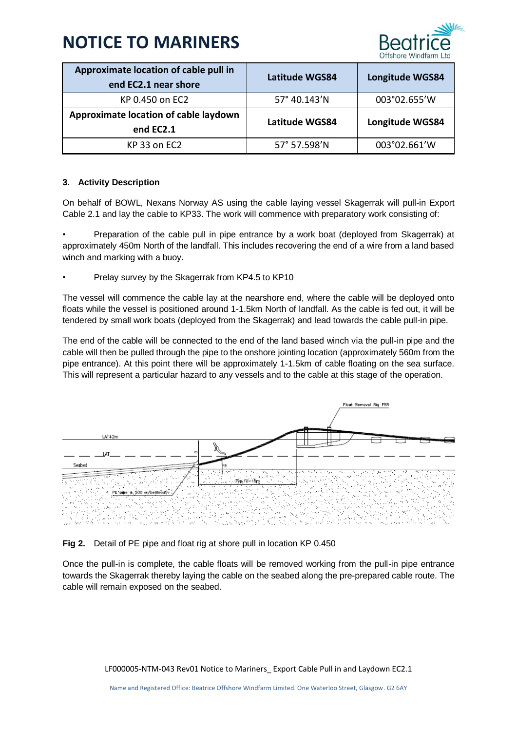| Approximate location of cable pull in end EC2.1 near shore | Latitude WGS84 | Longitude WGS84 |
|---|---|---|
| KP 0.450 on EC2 | 57° 40.143'N | 003°02.655'W |
| **Approximate location of cable laydown end EC2.1** | **Latitude WGS84** | **Longitude WGS84** |
| KP 33 on EC2 | 57° 57.598'N | 003°02.661'W |

### 3. Activity Description

On behalf of BOWL, Nexans Norway AS using the cable laying vessel Skagerrak will pull-in Export Cable 2.1 and lay the cable to KP33. The work will commence with preparatory work consisting of:

- Preparation of the cable pull in pipe entrance by a work boat (deployed from Skagerrak) at approximately 450m North of the landfall. This includes recovering the end of a wire from a land based winch and marking with a buoy.
- Prelay survey by the Skagerrak from KP4.5 to KP10

The vessel will commence the cable lay at the nearshore end, where the cable will be deployed onto floats while the vessel is positioned around 1-1.5km North of landfall. As the cable is fed out, it will be tendered by small work boats (deployed from the Skagerrak) and lead towards the cable pull-in pipe.

The end of the cable will be connected to the end of the land based winch via the pull-in pipe and the cable will then be pulled through the pipe to the onshore jointing location (approximately 560m from the pipe entrance). At this point there will be approximately 1-1.5km of cable floating on the sea surface. This will represent a particular hazard to any vessels and to the cable at this stage of the operation.

**Fig 2.** Detail of PE pipe and float rig at shore pull in location KP 0.450

Once the pull-in is complete, the cable floats will be removed working from the pull-in pipe entrance towards the Skagerrak thereby laying the cable on the seabed along the pre-prepared cable route. The cable will remain exposed on the seabed.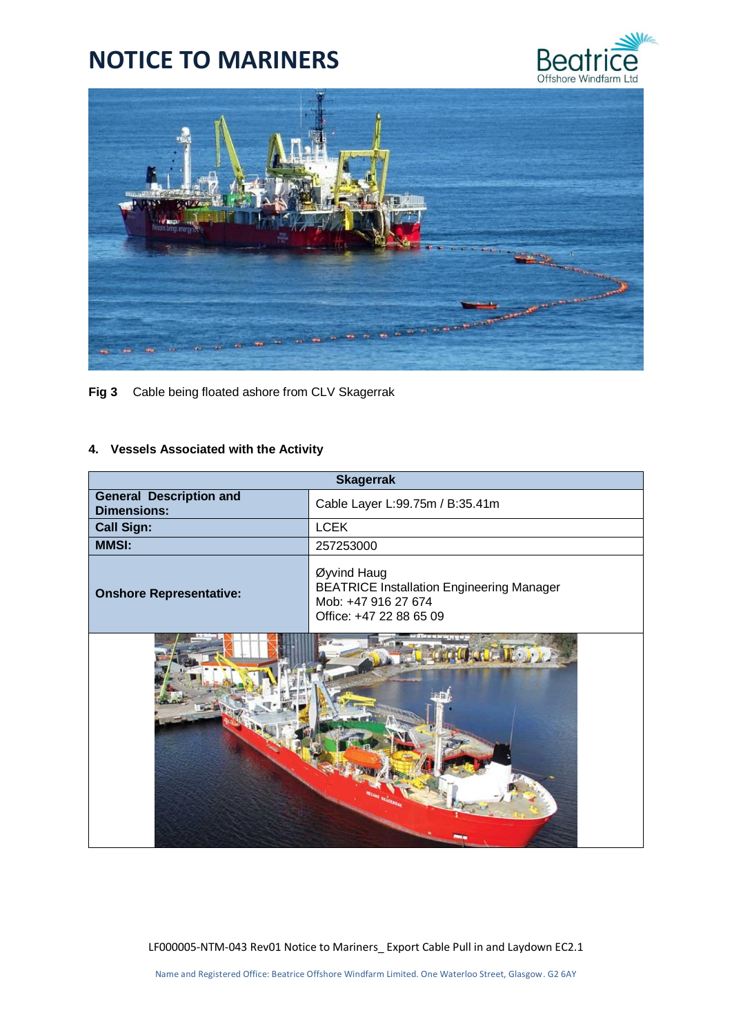**Fig 3** Cable being floated ashore from CLV Skagerrak

#### 4. Vessels Associated with the Activity

| Skagerrak | |
|---|---|
| **General Description and Dimensions:** | Cable Layer L:99.75m / B:35.41m |
| **Call Sign:** | LCEK |
| **MMSI:** | 257253000 |
| **Onshore Representative:** | Øyvind Haug<br>BEATRICE Installation Engineering Manager<br>Mob: +47 916 27 674<br>Office: +47 22 88 65 09 |

LF000005-NTM-043 Rev01 Notice to Mariners_ Export Cable Pull in and Laydown EC2.1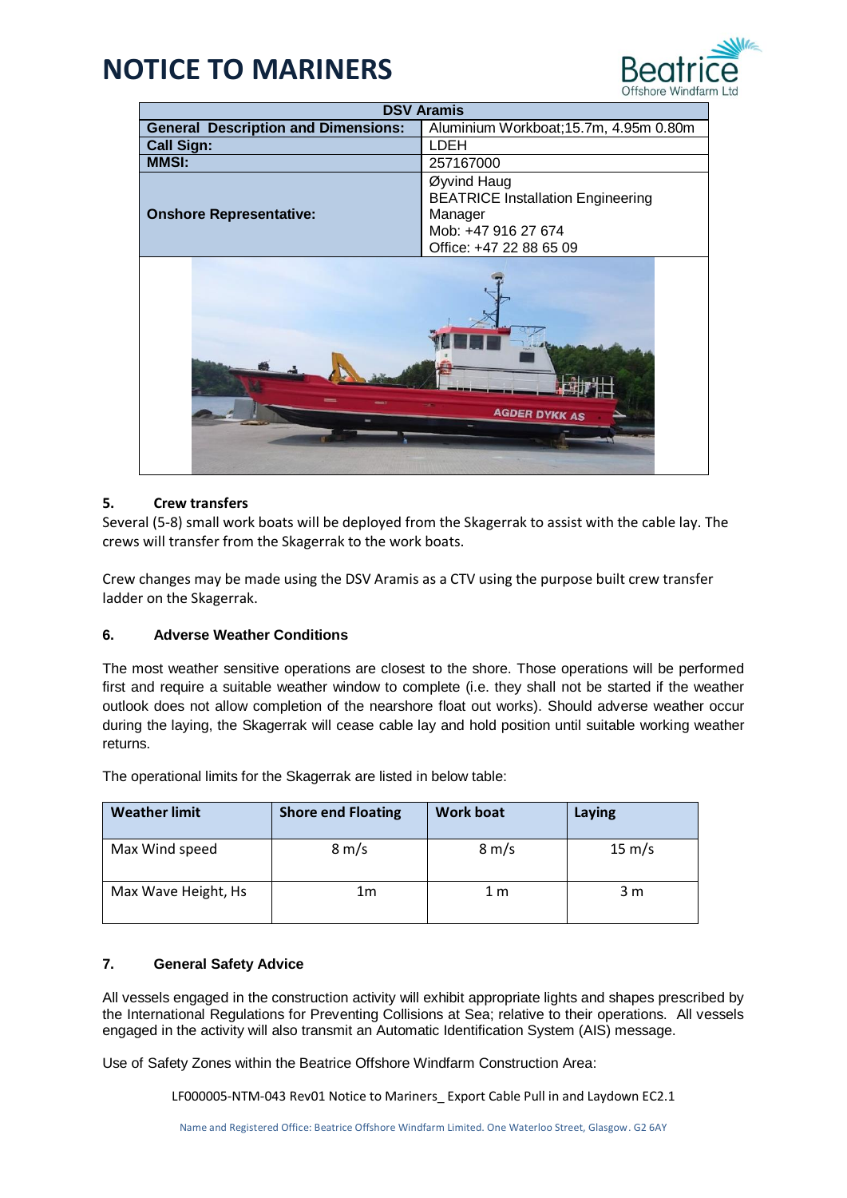# NOTICE TO MARINERS

| DSV Aramis | |
|---|---|
| **General Description and Dimensions:** | Aluminium Workboat;15.7m, 4.95m 0.80m |
| **Call Sign:** | LDEH |
| **MMSI:** | 257167000 |
| **Onshore Representative:** | Øyvind Haug<br>BEATRICE Installation Engineering Manager<br>Mob: +47 916 27 674<br>Office: +47 22 88 65 09 |

## 5. Crew transfers

Several (5-8) small work boats will be deployed from the Skagerrak to assist with the cable lay. The crews will transfer from the Skagerrak to the work boats.

Crew changes may be made using the DSV Aramis as a CTV using the purpose built crew transfer ladder on the Skagerrak.

## 6. Adverse Weather Conditions

The most weather sensitive operations are closest to the shore. Those operations will be performed first and require a suitable weather window to complete (i.e. they shall not be started if the weather outlook does not allow completion of the nearshore float out works). Should adverse weather occur during the laying, the Skagerrak will cease cable lay and hold position until suitable working weather returns.

The operational limits for the Skagerrak are listed in below table:

| Weather limit | Shore end Floating | Work boat | Laying |
|---|---|---|---|
| Max Wind speed | 8 m/s | 8 m/s | 15 m/s |
| Max Wave Height, Hs | 1m | 1 m | 3 m |

## 7. General Safety Advice

All vessels engaged in the construction activity will exhibit appropriate lights and shapes prescribed by the International Regulations for Preventing Collisions at Sea; relative to their operations. All vessels engaged in the activity will also transmit an Automatic Identification System (AIS) message.

Use of Safety Zones within the Beatrice Offshore Windfarm Construction Area: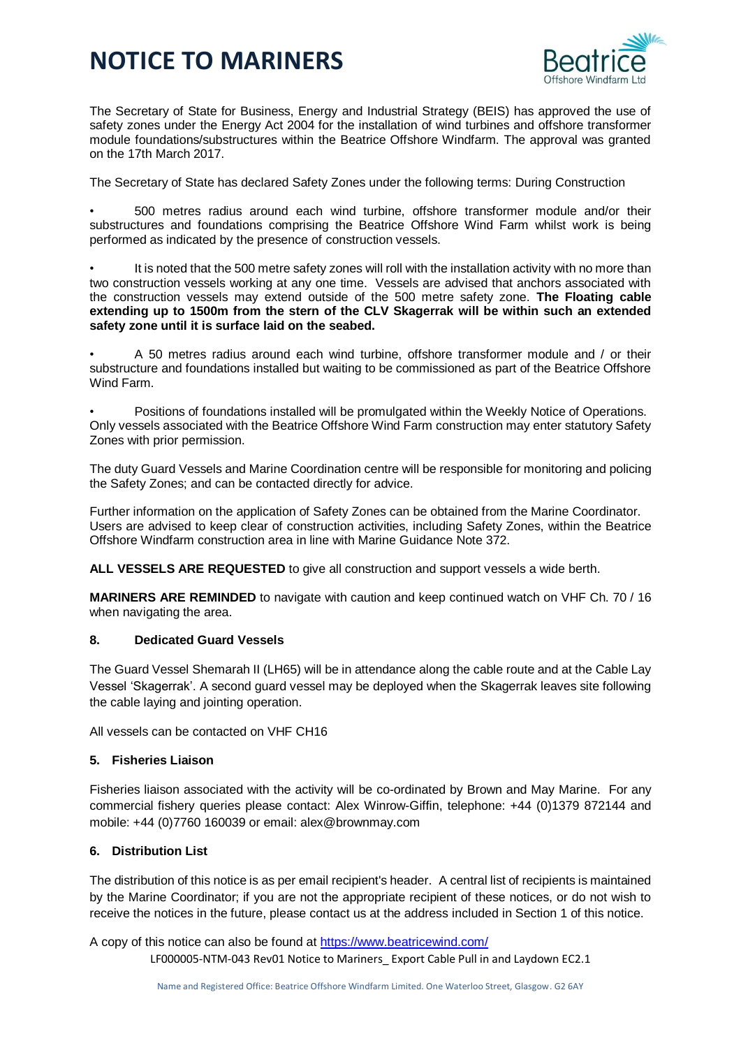# NOTICE TO MARINERS

The Secretary of State for Business, Energy and Industrial Strategy (BEIS) has approved the use of safety zones under the Energy Act 2004 for the installation of wind turbines and offshore transformer module foundations/substructures within the Beatrice Offshore Windfarm. The approval was granted on the 17th March 2017.

The Secretary of State has declared Safety Zones under the following terms: During Construction

- 500 metres radius around each wind turbine, offshore transformer module and/or their substructures and foundations comprising the Beatrice Offshore Wind Farm whilst work is being performed as indicated by the presence of construction vessels.
- It is noted that the 500 metre safety zones will roll with the installation activity with no more than two construction vessels working at any one time. Vessels are advised that anchors associated with the construction vessels may extend outside of the 500 metre safety zone. **The Floating cable extending up to 1500m from the stern of the CLV Skagerrak will be within such an extended safety zone until it is surface laid on the seabed.**
- A 50 metres radius around each wind turbine, offshore transformer module and / or their substructure and foundations installed but waiting to be commissioned as part of the Beatrice Offshore Wind Farm.
- Positions of foundations installed will be promulgated within the Weekly Notice of Operations. Only vessels associated with the Beatrice Offshore Wind Farm construction may enter statutory Safety Zones with prior permission.

The duty Guard Vessels and Marine Coordination centre will be responsible for monitoring and policing the Safety Zones; and can be contacted directly for advice.

Further information on the application of Safety Zones can be obtained from the Marine Coordinator. Users are advised to keep clear of construction activities, including Safety Zones, within the Beatrice Offshore Windfarm construction area in line with Marine Guidance Note 372.

**ALL VESSELS ARE REQUESTED** to give all construction and support vessels a wide berth.

**MARINERS ARE REMINDED** to navigate with caution and keep continued watch on VHF Ch. 70 / 16 when navigating the area.

## 8. Dedicated Guard Vessels

The Guard Vessel Shemarah II (LH65) will be in attendance along the cable route and at the Cable Lay Vessel 'Skagerrak'. A second guard vessel may be deployed when the Skagerrak leaves site following the cable laying and jointing operation.

All vessels can be contacted on VHF CH16

## 5. Fisheries Liaison

Fisheries liaison associated with the activity will be co-ordinated by Brown and May Marine. For any commercial fishery queries please contact: Alex Winrow-Giffin, telephone: +44 (0)1379 872144 and mobile: +44 (0)7760 160039 or email: alex@brownmay.com

## 6. Distribution List

The distribution of this notice is as per email recipient's header. A central list of recipients is maintained by the Marine Coordinator; if you are not the appropriate recipient of these notices, or do not wish to receive the notices in the future, please contact us at the address included in Section 1 of this notice.

A copy of this notice can also be found at https://www.beatricewind.com/